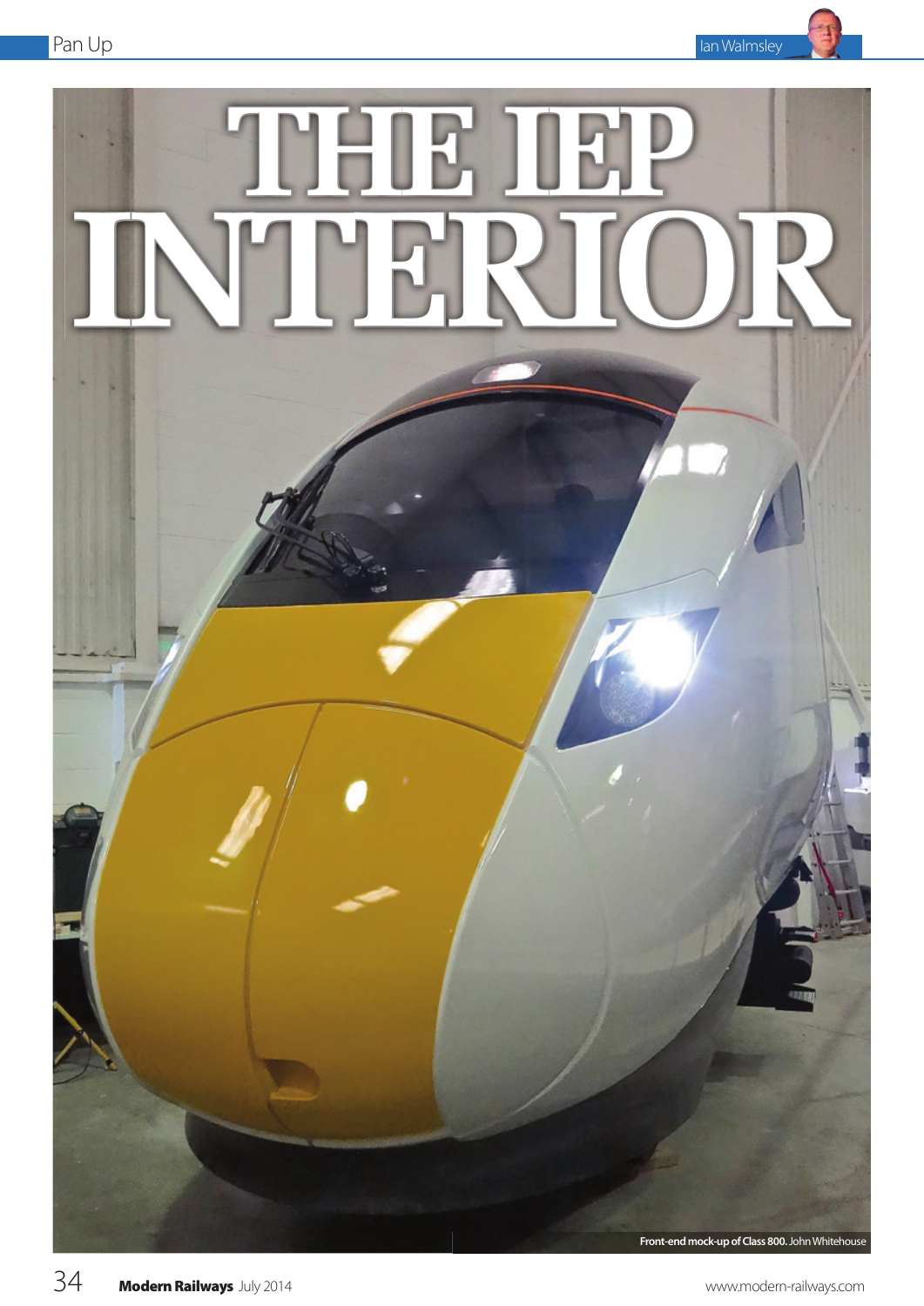# THE IEP INTERIOR

Front-end mock-up of Class 800. John Whitehouse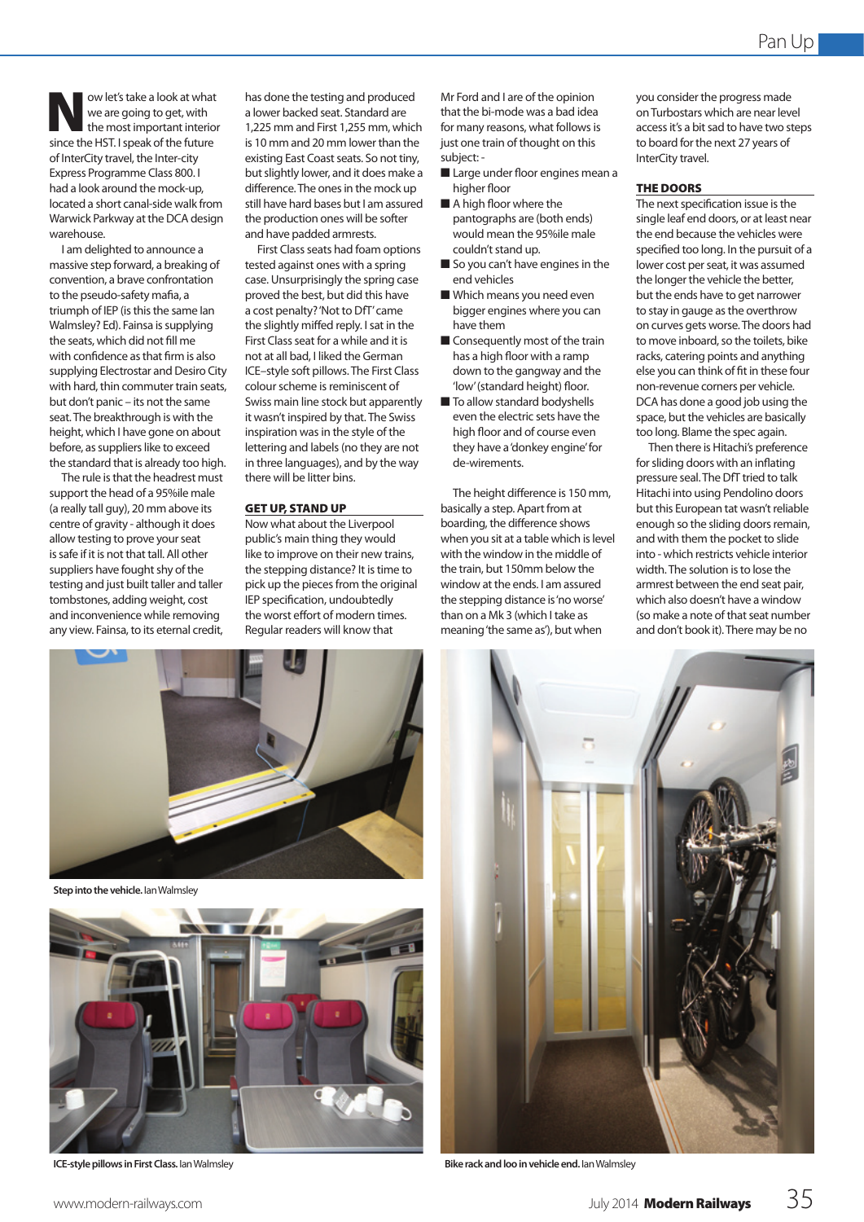Now let's take a look at what we are going to get, with the most important interior since the HST. I speak of the future of InterCity travel, the Inter-city Express Programme Class 800. I had a look around the mock-up, located a short canal-side walk from Warwick Parkway at the DCA design warehouse.

I am delighted to announce a massive step forward, a breaking of convention, a brave confrontation to the pseudo-safety mafia, a triumph of IEP (is this the same Ian Walmsley? Ed). Fainsa is supplying the seats, which did not fill me with confidence as that firm is also supplying Electrostar and Desiro City with hard, thin commuter train seats, but don't panic – its not the same seat. The breakthrough is with the height, which I have gone on about before, as suppliers like to exceed the standard that is already too high.

The rule is that the headrest must support the head of a 95%ile male (a really tall guy), 20 mm above its centre of gravity - although it does allow testing to prove your seat is safe if it is not that tall. All other suppliers have fought shy of the testing and just built taller and taller tombstones, adding weight, cost and inconvenience while removing any view. Fainsa, to its eternal credit, has done the testing and produced a lower backed seat. Standard are 1,225 mm and First 1,255 mm, which is 10 mm and 20 mm lower than the existing East Coast seats. So not tiny, but slightly lower, and it does make a difference. The ones in the mock up still have hard bases but I am assured the production ones will be softer and have padded armrests.

First Class seats had foam options tested against ones with a spring case. Unsurprisingly the spring case proved the best, but did this have a cost penalty? 'Not to DfT' came the slightly miffed reply. I sat in the First Class seat for a while and it is not at all bad, I liked the German ICE–style soft pillows. The First Class colour scheme is reminiscent of Swiss main line stock but apparently it wasn't inspired by that. The Swiss inspiration was in the style of the lettering and labels (no they are not in three languages), and by the way there will be litter bins.

## GET UP, STAND UP

Now what about the Liverpool public's main thing they would like to improve on their new trains, the stepping distance? It is time to pick up the pieces from the original IEP specification, undoubtedly the worst effort of modern times. Regular readers will know that Mr Ford and I are of the opinion that the bi-mode was a bad idea for many reasons, what follows is just one train of thought on this subject: -

- Large under floor engines mean a higher floor
- A high floor where the pantographs are (both ends) would mean the 95%ile male couldn't stand up.
- So you can't have engines in the end vehicles
- Which means you need even bigger engines where you can have them
- Consequently most of the train has a high floor with a ramp down to the gangway and the 'low' (standard height) floor.
- To allow standard bodyshells even the electric sets have the high floor and of course even they have a 'donkey engine' for de-wirements.

The height difference is 150 mm, basically a step. Apart from at boarding, the difference shows when you sit at a table which is level with the window in the middle of the train, but 150mm below the window at the ends. I am assured the stepping distance is 'no worse' than on a Mk 3 (which I take as meaning 'the same as'), but when you consider the progress made on Turbostars which are near level access it's a bit sad to have two steps to board for the next 27 years of InterCity travel.

## THE DOORS

The next specification issue is the single leaf end doors, or at least near the end because the vehicles were specified too long. In the pursuit of a lower cost per seat, it was assumed the longer the vehicle the better, but the ends have to get narrower to stay in gauge as the overthrow on curves gets worse. The doors had to move inboard, so the toilets, bike racks, catering points and anything else you can think of fit in these four non-revenue corners per vehicle. DCA has done a good job using the space, but the vehicles are basically too long. Blame the spec again.

Then there is Hitachi's preference for sliding doors with an inflating pressure seal. The DfT tried to talk Hitachi into using Pendolino doors but this European tat wasn't reliable enough so the sliding doors remain, and with them the pocket to slide into - which restricts vehicle interior width. The solution is to lose the armrest between the end seat pair, which also doesn't have a window (so make a note of that seat number and don't book it). There may be no

**Step into the vehicle.** Ian Walmsley

**ICE-style pillows in First Class.** Ian Walmsley

**Bike rack and loo in vehicle end.** Ian Walmsley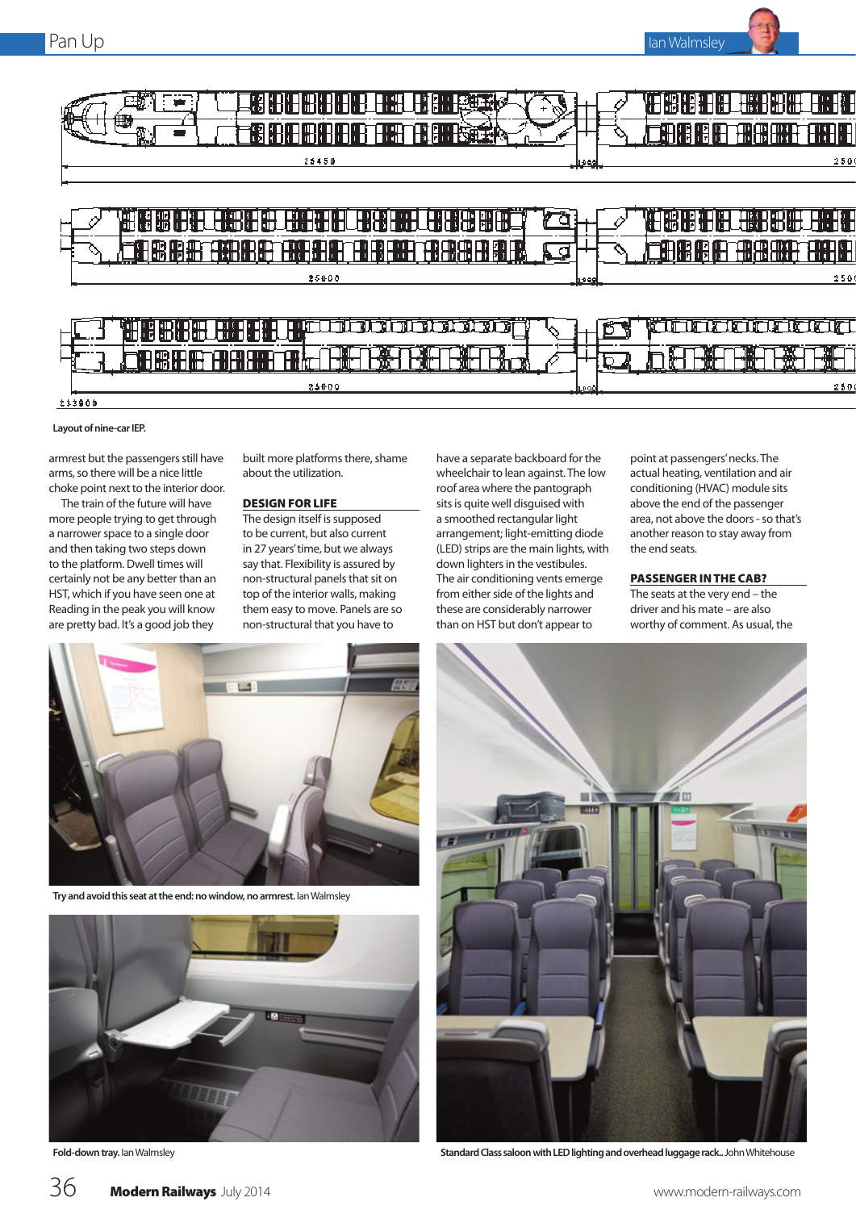Layout of nine-car IEP.

armrest but the passengers still have arms, so there will be a nice little choke point next to the interior door.

The train of the future will have more people trying to get through a narrower space to a single door and then taking two steps down to the platform. Dwell times will certainly not be any better than an HST, which if you have seen one at Reading in the peak you will know are pretty bad. It's a good job they built more platforms there, shame about the utilization.

## DESIGN FOR LIFE

The design itself is supposed to be current, but also current in 27 years' time, but we always say that. Flexibility is assured by non-structural panels that sit on top of the interior walls, making them easy to move. Panels are so non-structural that you have to have a separate backboard for the wheelchair to lean against. The low roof area where the pantograph sits is quite well disguised with a smoothed rectangular light arrangement; light-emitting diode (LED) strips are the main lights, with down lighters in the vestibules. The air conditioning vents emerge from either side of the lights and these are considerably narrower than on HST but don't appear to point at passengers' necks. The actual heating, ventilation and air conditioning (HVAC) module sits above the end of the passenger area, not above the doors - so that's another reason to stay away from the end seats.

## PASSENGER IN THE CAB?

The seats at the very end – the driver and his mate – are also worthy of comment. As usual, the

Try and avoid this seat at the end: no window, no armrest. Ian Walmsley

Fold-down tray. Ian Walmsley

Standard Class saloon with LED lighting and overhead luggage rack.. John Whitehouse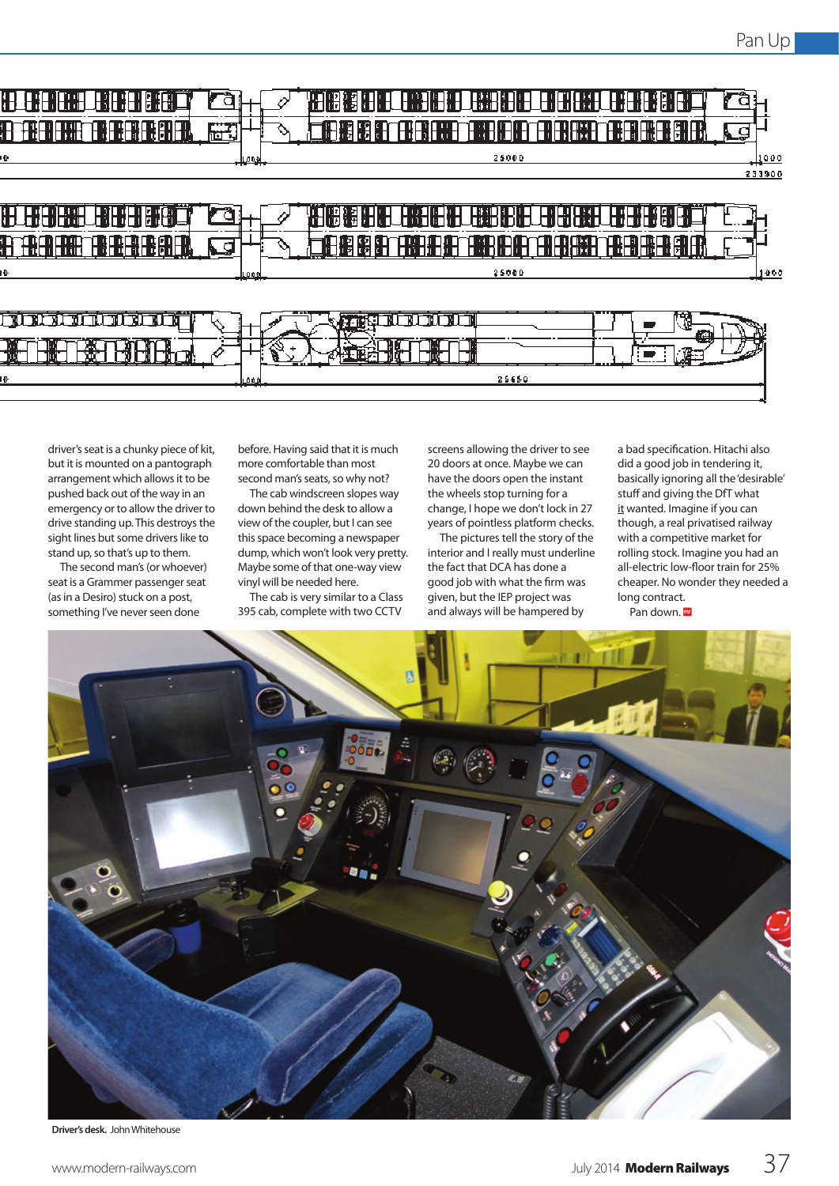driver's seat is a chunky piece of kit, but it is mounted on a pantograph arrangement which allows it to be pushed back out of the way in an emergency or to allow the driver to drive standing up. This destroys the sight lines but some drivers like to stand up, so that's up to them.

The second man's (or whoever) seat is a Grammer passenger seat (as in a Desiro) stuck on a post, something I've never seen done before. Having said that it is much more comfortable than most second man's seats, so why not?

The cab windscreen slopes way down behind the desk to allow a view of the coupler, but I can see this space becoming a newspaper dump, which won't look very pretty. Maybe some of that one-way view vinyl will be needed here.

The cab is very similar to a Class 395 cab, complete with two CCTV screens allowing the driver to see 20 doors at once. Maybe we can have the doors open the instant the wheels stop turning for a change, I hope we don't lock in 27 years of pointless platform checks.

The pictures tell the story of the interior and I really must underline the fact that DCA has done a good job with what the firm was given, but the IEP project was and always will be hampered by a bad specification. Hitachi also did a good job in tendering it, basically ignoring all the 'desirable' stuff and giving the DfT what it wanted. Imagine if you can though, a real privatised railway with a competitive market for rolling stock. Imagine you had an all-electric low-floor train for 25% cheaper. No wonder they needed a long contract.

Pan down.

**Driver's desk.** John Whitehouse